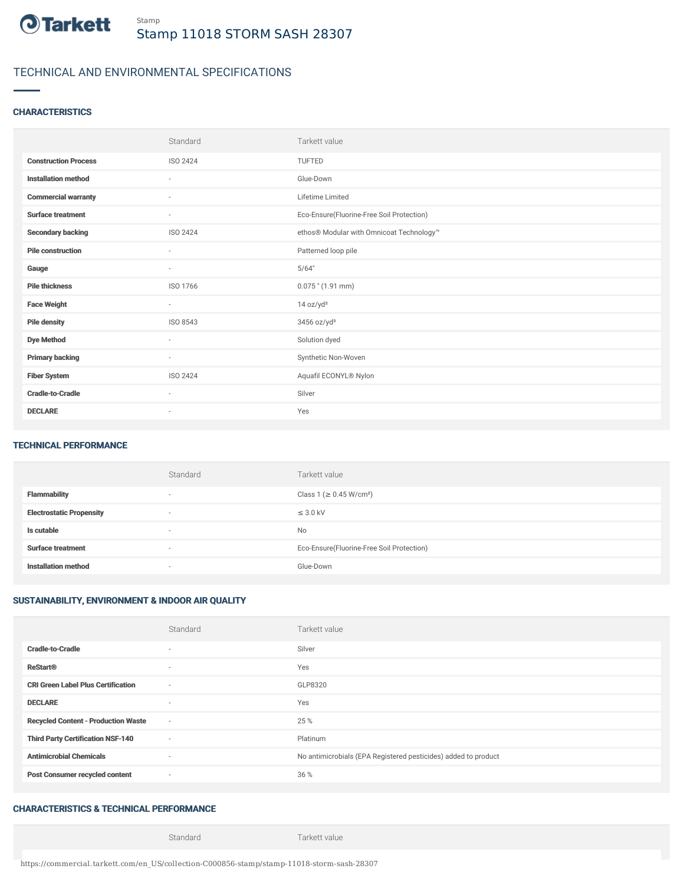Stamp

# Stamp 11018 STORM SASH 28307

## TECHNICAL AND ENVIRONMENTAL SPECIFICATIONS

### CHARACTERISTICS

| | Standard | Tarkett value |
|---|---|---|
| **Construction Process** | ISO 2424 | TUFTED |
| **Installation method** | - | Glue-Down |
| **Commercial warranty** | - | Lifetime Limited |
| **Surface treatment** | - | Eco-Ensure(Fluorine-Free Soil Protection) |
| **Secondary backing** | ISO 2424 | ethos® Modular with Omnicoat Technology™ |
| **Pile construction** | - | Patterned loop pile |
| **Gauge** | - | 5/64" |
| **Pile thickness** | ISO 1766 | 0.075 " (1.91 mm) |
| **Face Weight** | - | 14 oz/yd² |
| **Pile density** | ISO 8543 | 3456 oz/yd³ |
| **Dye Method** | - | Solution dyed |
| **Primary backing** | - | Synthetic Non-Woven |
| **Fiber System** | ISO 2424 | Aquafil ECONYL® Nylon |
| **Cradle-to-Cradle** | - | Silver |
| **DECLARE** | - | Yes |

### TECHNICAL PERFORMANCE

| | Standard | Tarkett value |
|---|---|---|
| **Flammability** | - | Class 1 (≥ 0.45 W/cm²) |
| **Electrostatic Propensity** | - | ≤ 3.0 kV |
| **Is cutable** | - | No |
| **Surface treatment** | - | Eco-Ensure(Fluorine-Free Soil Protection) |
| **Installation method** | - | Glue-Down |

### SUSTAINABILITY, ENVIRONMENT & INDOOR AIR QUALITY

| | Standard | Tarkett value |
|---|---|---|
| **Cradle-to-Cradle** | - | Silver |
| **ReStart®** | - | Yes |
| **CRI Green Label Plus Certification** | - | GLP8320 |
| **DECLARE** | - | Yes |
| **Recycled Content - Production Waste** | - | 25 % |
| **Third Party Certification NSF-140** | - | Platinum |
| **Antimicrobial Chemicals** | - | No antimicrobials (EPA Registered pesticides) added to product |
| **Post Consumer recycled content** | - | 36 % |

### CHARACTERISTICS & TECHNICAL PERFORMANCE

| | Standard | Tarkett value |
|---|---|---|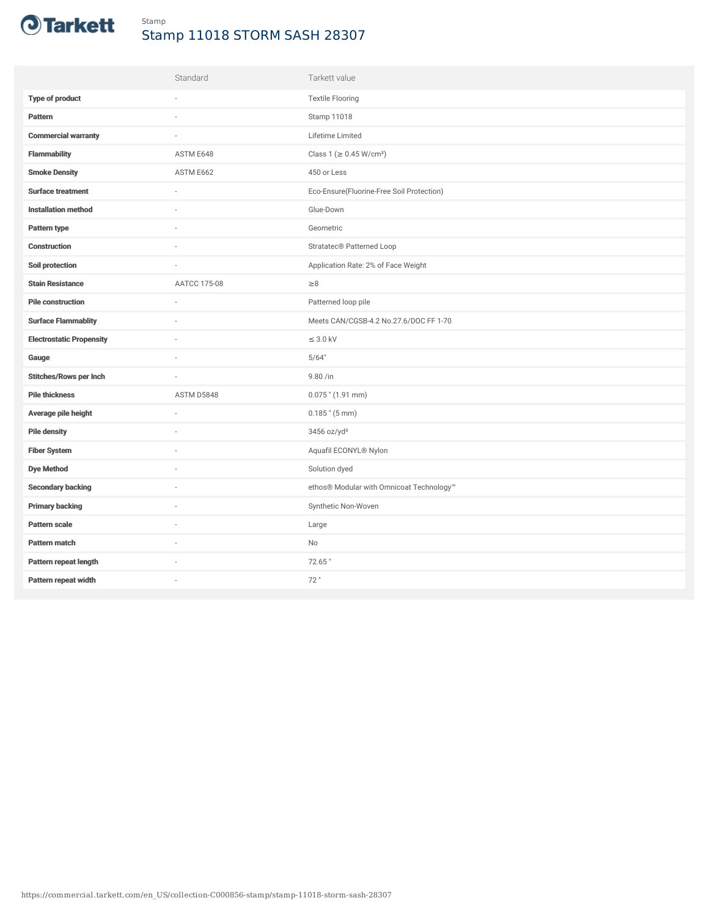Stamp

# Stamp 11018 STORM SASH 28307

| | Standard | Tarkett value |
|---|---|---|
| **Type of product** | - | Textile Flooring |
| **Pattern** | - | Stamp 11018 |
| **Commercial warranty** | - | Lifetime Limited |
| **Flammability** | ASTM E648 | Class 1 (≥ 0.45 W/cm²) |
| **Smoke Density** | ASTM E662 | 450 or Less |
| **Surface treatment** | - | Eco-Ensure(Fluorine-Free Soil Protection) |
| **Installation method** | - | Glue-Down |
| **Pattern type** | - | Geometric |
| **Construction** | - | Stratatec® Patterned Loop |
| **Soil protection** | - | Application Rate: 2% of Face Weight |
| **Stain Resistance** | AATCC 175-08 | ≥8 |
| **Pile construction** | - | Patterned loop pile |
| **Surface Flammablity** | - | Meets CAN/CGSB-4.2 No.27.6/DOC FF 1-70 |
| **Electrostatic Propensity** | - | ≤ 3.0 kV |
| **Gauge** | - | 5/64" |
| **Stitches/Rows per Inch** | - | 9.80 /in |
| **Pile thickness** | ASTM D5848 | 0.075 " (1.91 mm) |
| **Average pile height** | - | 0.185 " (5 mm) |
| **Pile density** | - | 3456 oz/yd³ |
| **Fiber System** | - | Aquafil ECONYL® Nylon |
| **Dye Method** | - | Solution dyed |
| **Secondary backing** | - | ethos® Modular with Omnicoat Technology™ |
| **Primary backing** | - | Synthetic Non-Woven |
| **Pattern scale** | - | Large |
| **Pattern match** | - | No |
| **Pattern repeat length** | - | 72.65 " |
| **Pattern repeat width** | - | 72 " |